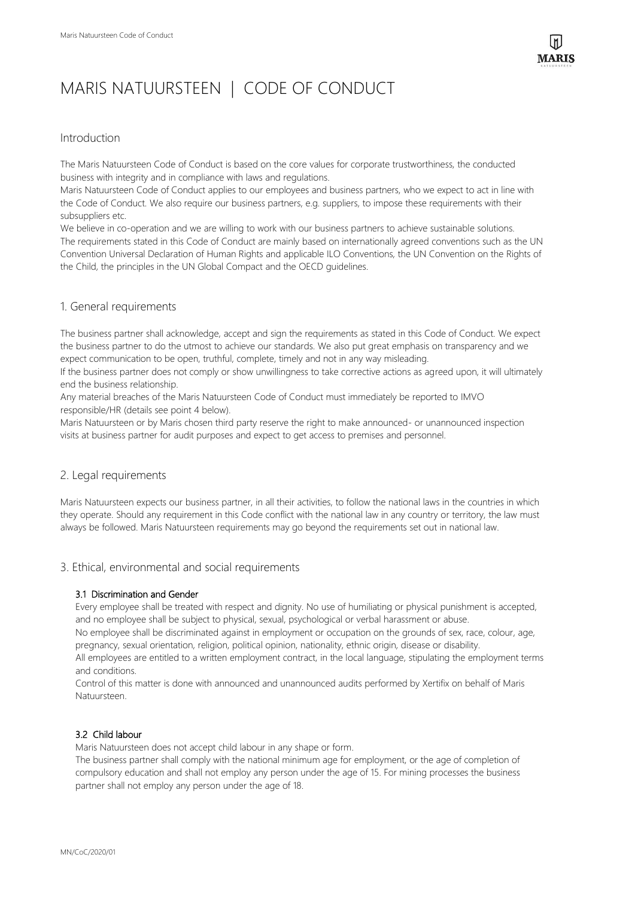# MARIS NATUURSTEEN | CODE OF CONDUCT

## Introduction

The Maris Natuursteen Code of Conduct is based on the core values for corporate trustworthiness, the conducted business with integrity and in compliance with laws and regulations.

Maris Natuursteen Code of Conduct applies to our employees and business partners, who we expect to act in line with the Code of Conduct. We also require our business partners, e.g. suppliers, to impose these requirements with their subsuppliers etc.

We believe in co-operation and we are willing to work with our business partners to achieve sustainable solutions.

The requirements stated in this Code of Conduct are mainly based on internationally agreed conventions such as the UN Convention Universal Declaration of Human Rights and applicable ILO Conventions, the UN Convention on the Rights of the Child, the principles in the UN Global Compact and the OECD guidelines.

## 1. General requirements

The business partner shall acknowledge, accept and sign the requirements as stated in this Code of Conduct. We expect the business partner to do the utmost to achieve our standards. We also put great emphasis on transparency and we expect communication to be open, truthful, complete, timely and not in any way misleading.

If the business partner does not comply or show unwillingness to take corrective actions as agreed upon, it will ultimately end the business relationship.

Any material breaches of the Maris Natuursteen Code of Conduct must immediately be reported to IMVO responsible/HR (details see point 4 below).

Maris Natuursteen or by Maris chosen third party reserve the right to make announced- or unannounced inspection visits at business partner for audit purposes and expect to get access to premises and personnel.

## 2. Legal requirements

Maris Natuursteen expects our business partner, in all their activities, to follow the national laws in the countries in which they operate. Should any requirement in this Code conflict with the national law in any country or territory, the law must always be followed. Maris Natuursteen requirements may go beyond the requirements set out in national law.

## 3. Ethical, environmental and social requirements

### 3.1 Discrimination and Gender

Every employee shall be treated with respect and dignity. No use of humiliating or physical punishment is accepted, and no employee shall be subject to physical, sexual, psychological or verbal harassment or abuse.

No employee shall be discriminated against in employment or occupation on the grounds of sex, race, colour, age, pregnancy, sexual orientation, religion, political opinion, nationality, ethnic origin, disease or disability.

All employees are entitled to a written employment contract, in the local language, stipulating the employment terms and conditions.

Control of this matter is done with announced and unannounced audits performed by Xertifix on behalf of Maris Natuursteen.

### 3.2 Child labour

Maris Natuursteen does not accept child labour in any shape or form.

The business partner shall comply with the national minimum age for employment, or the age of completion of compulsory education and shall not employ any person under the age of 15. For mining processes the business partner shall not employ any person under the age of 18.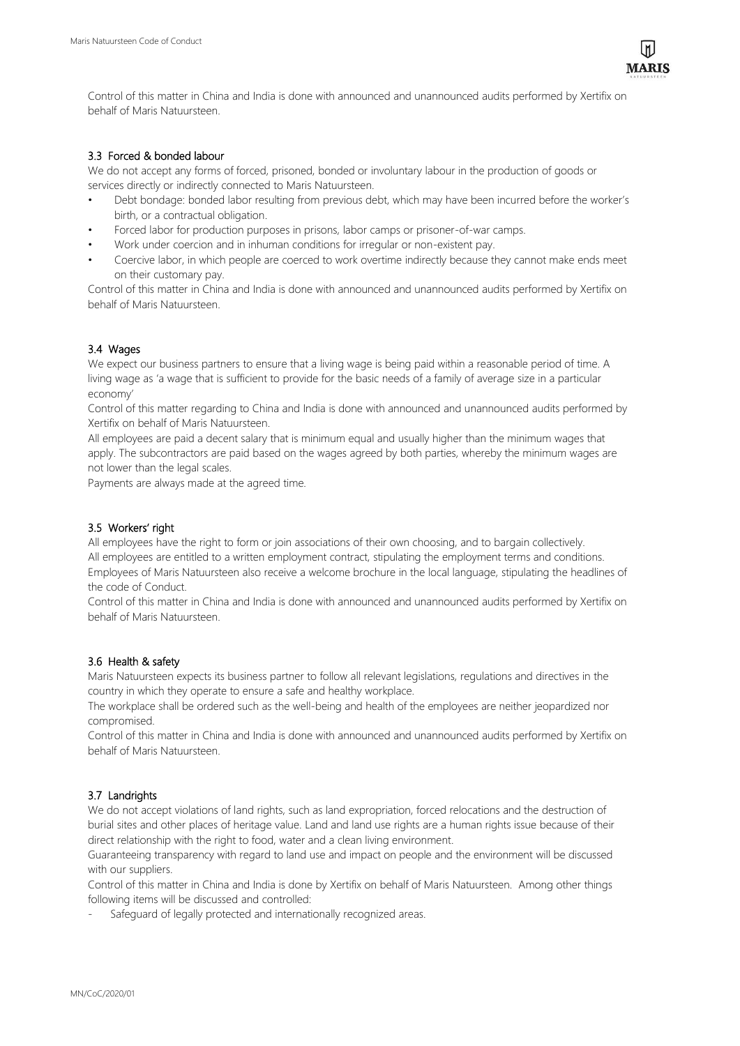Control of this matter in China and India is done with announced and unannounced audits performed by Xertifix on behalf of Maris Natuursteen.

### 3.3 Forced & bonded labour

We do not accept any forms of forced, prisoned, bonded or involuntary labour in the production of goods or services directly or indirectly connected to Maris Natuursteen.

- Debt bondage: bonded labor resulting from previous debt, which may have been incurred before the worker's birth, or a contractual obligation.
- Forced labor for production purposes in prisons, labor camps or prisoner-of-war camps.
- Work under coercion and in inhuman conditions for irregular or non-existent pay.
- Coercive labor, in which people are coerced to work overtime indirectly because they cannot make ends meet on their customary pay.

Control of this matter in China and India is done with announced and unannounced audits performed by Xertifix on behalf of Maris Natuursteen.

### 3.4 Wages

We expect our business partners to ensure that a living wage is being paid within a reasonable period of time. A living wage as 'a wage that is sufficient to provide for the basic needs of a family of average size in a particular economy'

Control of this matter regarding to China and India is done with announced and unannounced audits performed by Xertifix on behalf of Maris Natuursteen.

All employees are paid a decent salary that is minimum equal and usually higher than the minimum wages that apply. The subcontractors are paid based on the wages agreed by both parties, whereby the minimum wages are not lower than the legal scales.

Payments are always made at the agreed time.

### 3.5 Workers' right

All employees have the right to form or join associations of their own choosing, and to bargain collectively.

All employees are entitled to a written employment contract, stipulating the employment terms and conditions.

Employees of Maris Natuursteen also receive a welcome brochure in the local language, stipulating the headlines of the code of Conduct.

Control of this matter in China and India is done with announced and unannounced audits performed by Xertifix on behalf of Maris Natuursteen.

### 3.6 Health & safety

Maris Natuursteen expects its business partner to follow all relevant legislations, regulations and directives in the country in which they operate to ensure a safe and healthy workplace.

The workplace shall be ordered such as the well-being and health of the employees are neither jeopardized nor compromised.

Control of this matter in China and India is done with announced and unannounced audits performed by Xertifix on behalf of Maris Natuursteen.

### 3.7 Landrights

We do not accept violations of land rights, such as land expropriation, forced relocations and the destruction of burial sites and other places of heritage value. Land and land use rights are a human rights issue because of their direct relationship with the right to food, water and a clean living environment.

Guaranteeing transparency with regard to land use and impact on people and the environment will be discussed with our suppliers.

Control of this matter in China and India is done by Xertifix on behalf of Maris Natuursteen. Among other things following items will be discussed and controlled:

- Safeguard of legally protected and internationally recognized areas.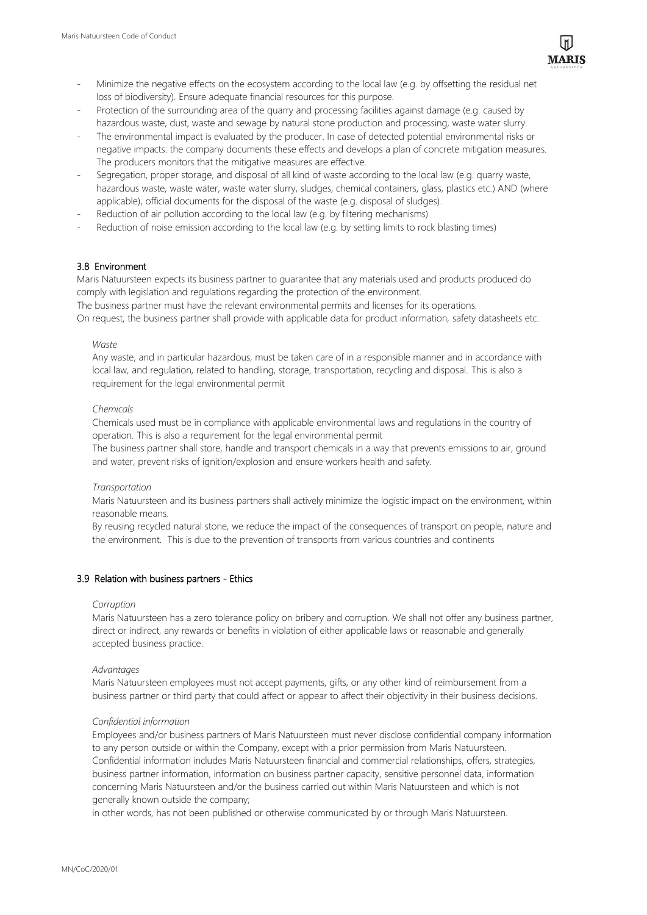- Minimize the negative effects on the ecosystem according to the local law (e.g. by offsetting the residual net loss of biodiversity). Ensure adequate financial resources for this purpose.
- Protection of the surrounding area of the quarry and processing facilities against damage (e.g. caused by hazardous waste, dust, waste and sewage by natural stone production and processing, waste water slurry.
- The environmental impact is evaluated by the producer. In case of detected potential environmental risks or negative impacts: the company documents these effects and develops a plan of concrete mitigation measures. The producers monitors that the mitigative measures are effective.
- Segregation, proper storage, and disposal of all kind of waste according to the local law (e.g. quarry waste, hazardous waste, waste water, waste water slurry, sludges, chemical containers, glass, plastics etc.) AND (where applicable), official documents for the disposal of the waste (e.g. disposal of sludges).
- Reduction of air pollution according to the local law (e.g. by filtering mechanisms)
- Reduction of noise emission according to the local law (e.g. by setting limits to rock blasting times)

## 3.8 Environment

Maris Natuursteen expects its business partner to guarantee that any materials used and products produced do comply with legislation and regulations regarding the protection of the environment.
The business partner must have the relevant environmental permits and licenses for its operations.
On request, the business partner shall provide with applicable data for product information, safety datasheets etc.

*Waste*

Any waste, and in particular hazardous, must be taken care of in a responsible manner and in accordance with local law, and regulation, related to handling, storage, transportation, recycling and disposal. This is also a requirement for the legal environmental permit

*Chemicals*

Chemicals used must be in compliance with applicable environmental laws and regulations in the country of operation. This is also a requirement for the legal environmental permit
The business partner shall store, handle and transport chemicals in a way that prevents emissions to air, ground and water, prevent risks of ignition/explosion and ensure workers health and safety.

*Transportation*

Maris Natuursteen and its business partners shall actively minimize the logistic impact on the environment, within reasonable means.
By reusing recycled natural stone, we reduce the impact of the consequences of transport on people, nature and the environment. This is due to the prevention of transports from various countries and continents

## 3.9 Relation with business partners - Ethics

*Corruption*

Maris Natuursteen has a zero tolerance policy on bribery and corruption. We shall not offer any business partner, direct or indirect, any rewards or benefits in violation of either applicable laws or reasonable and generally accepted business practice.

*Advantages*

Maris Natuursteen employees must not accept payments, gifts, or any other kind of reimbursement from a business partner or third party that could affect or appear to affect their objectivity in their business decisions.

*Confidential information*

Employees and/or business partners of Maris Natuursteen must never disclose confidential company information to any person outside or within the Company, except with a prior permission from Maris Natuursteen.
Confidential information includes Maris Natuursteen financial and commercial relationships, offers, strategies, business partner information, information on business partner capacity, sensitive personnel data, information concerning Maris Natuursteen and/or the business carried out within Maris Natuursteen and which is not generally known outside the company;
in other words, has not been published or otherwise communicated by or through Maris Natuursteen.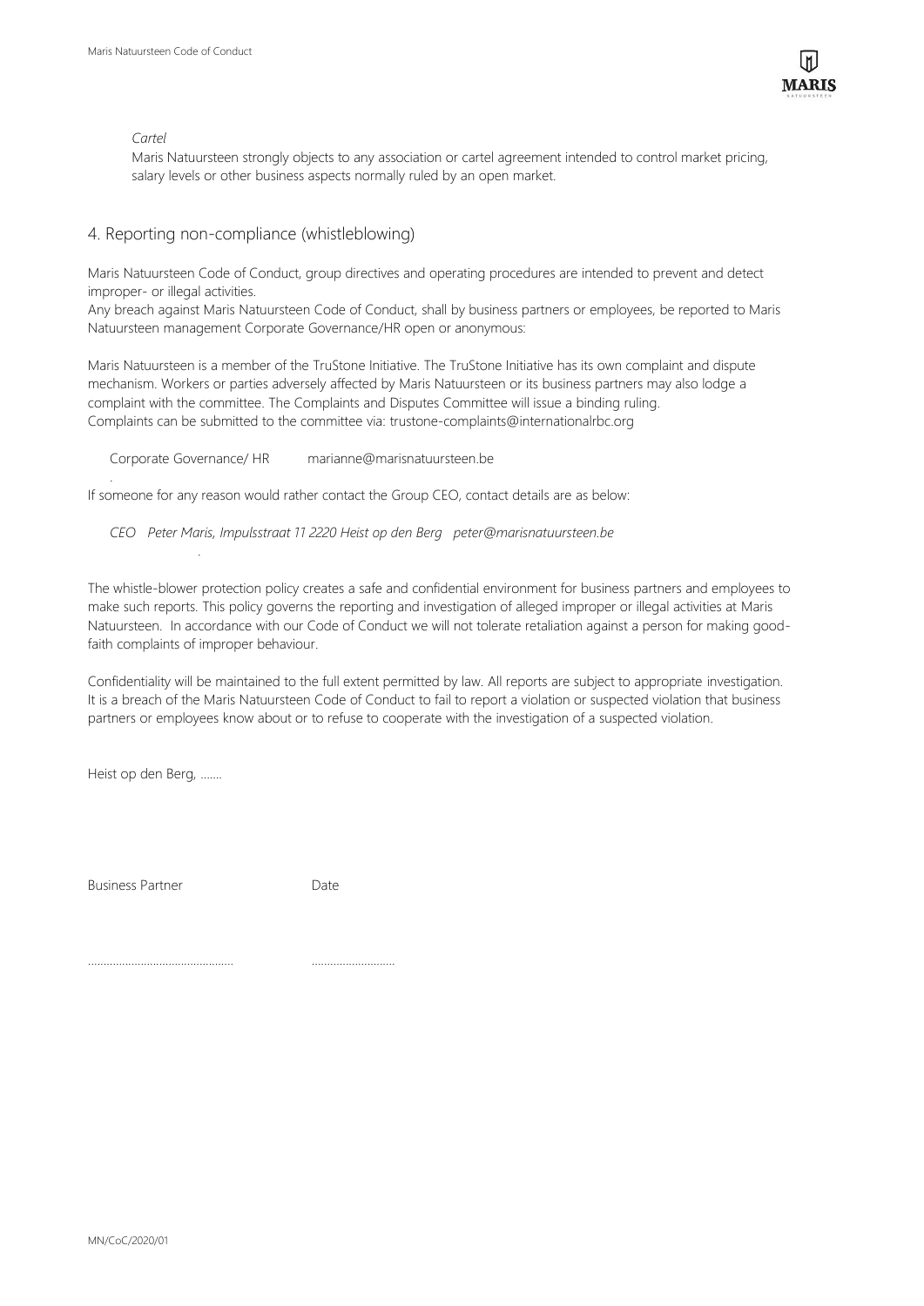*Cartel*

Maris Natuursteen strongly objects to any association or cartel agreement intended to control market pricing, salary levels or other business aspects normally ruled by an open market.

## 4. Reporting non-compliance (whistleblowing)

Maris Natuursteen Code of Conduct, group directives and operating procedures are intended to prevent and detect improper- or illegal activities.
Any breach against Maris Natuursteen Code of Conduct, shall by business partners or employees, be reported to Maris Natuursteen management Corporate Governance/HR open or anonymous:

Maris Natuursteen is a member of the TruStone Initiative. The TruStone Initiative has its own complaint and dispute mechanism. Workers or parties adversely affected by Maris Natuursteen or its business partners may also lodge a complaint with the committee. The Complaints and Disputes Committee will issue a binding ruling.
Complaints can be submitted to the committee via: trustone-complaints@internationalrbc.org

Corporate Governance/ HR    marianne@marisnatuursteen.be

If someone for any reason would rather contact the Group CEO, contact details are as below:

*CEO  Peter Maris, Impulsstraat 11 2220 Heist op den Berg  peter@marisnatuursteen.be*

The whistle-blower protection policy creates a safe and confidential environment for business partners and employees to make such reports. This policy governs the reporting and investigation of alleged improper or illegal activities at Maris Natuursteen. In accordance with our Code of Conduct we will not tolerate retaliation against a person for making good-faith complaints of improper behaviour.

Confidentiality will be maintained to the full extent permitted by law. All reports are subject to appropriate investigation. It is a breach of the Maris Natuursteen Code of Conduct to fail to report a violation or suspected violation that business partners or employees know about or to refuse to cooperate with the investigation of a suspected violation.

Heist op den Berg, .......

Business Partner    Date

..............................................    ...........................